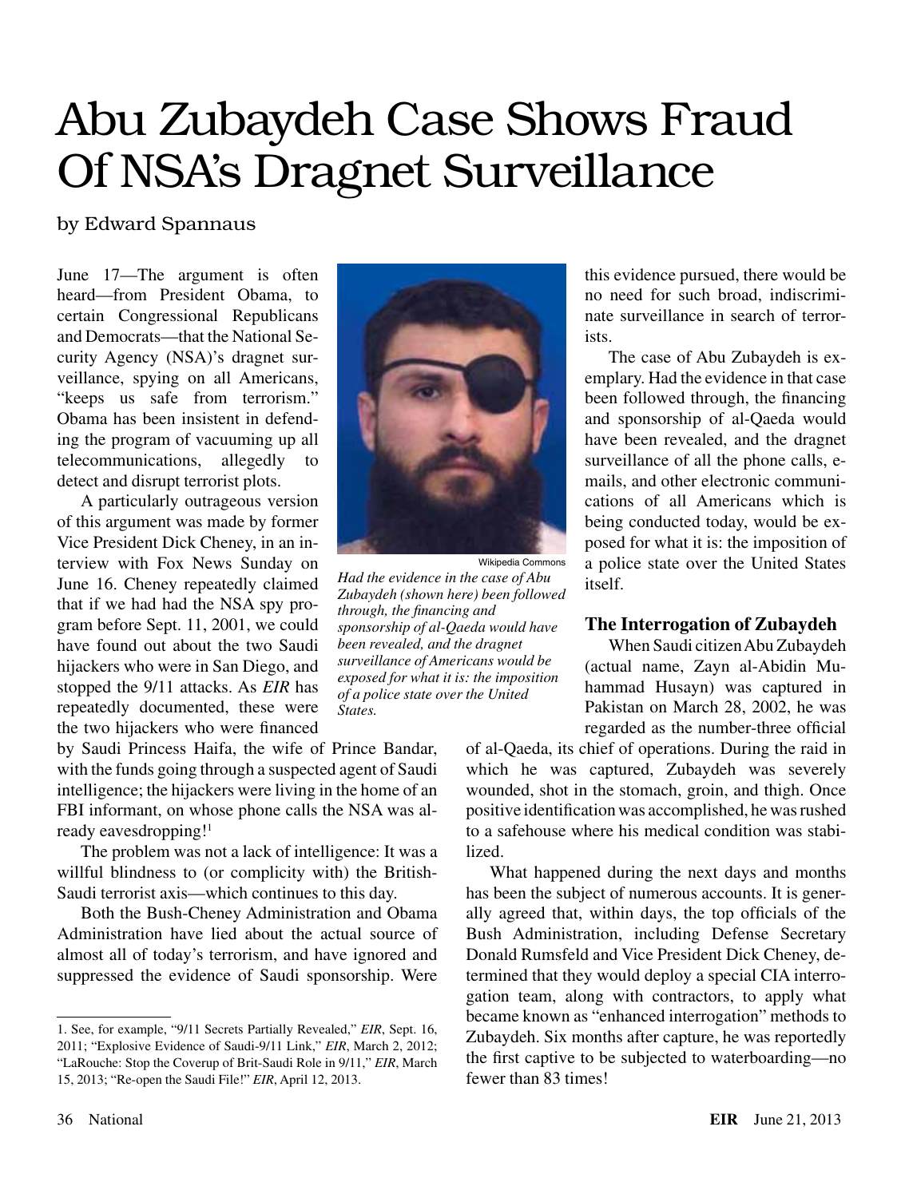# Abu Zubaydeh Case Shows Fraud Of NSA's Dragnet Surveillance

by Edward Spannaus

June 17—The argument is often heard—from President Obama, to certain Congressional Republicans and Democrats—that the National Security Agency (NSA)'s dragnet surveillance, spying on all Americans, "keeps us safe from terrorism." Obama has been insistent in defending the program of vacuuming up all telecommunications, allegedly to detect and disrupt terrorist plots.

A particularly outrageous version of this argument was made by former Vice President Dick Cheney, in an interview with Fox News Sunday on June 16. Cheney repeatedly claimed that if we had had the NSA spy program before Sept. 11, 2001, we could have found out about the two Saudi hijackers who were in San Diego, and stopped the 9/11 attacks. As *EIR* has repeatedly documented, these were the two hijackers who were financed by Saudi Princess Haifa, the wife of Prince Bandar, with the funds going through a suspected agent of Saudi intelligence; the hijackers were living in the home of an FBI informant, on whose phone calls the NSA was already eavesdropping![1]

The problem was not a lack of intelligence: It was a willful blindness to (or complicity with) the British-Saudi terrorist axis—which continues to this day.

Both the Bush-Cheney Administration and Obama Administration have lied about the actual source of almost all of today's terrorism, and have ignored and suppressed the evidence of Saudi sponsorship. Were this evidence pursued, there would be no need for such broad, indiscriminate surveillance in search of terrorists.

Wikipedia Commons

*Had the evidence in the case of Abu Zubaydeh (shown here) been followed through, the financing and sponsorship of al-Qaeda would have been revealed, and the dragnet surveillance of Americans would be exposed for what it is: the imposition of a police state over the United States.*

The case of Abu Zubaydeh is exemplary. Had the evidence in that case been followed through, the financing and sponsorship of al-Qaeda would have been revealed, and the dragnet surveillance of all the phone calls, e-mails, and other electronic communications of all Americans which is being conducted today, would be exposed for what it is: the imposition of a police state over the United States itself.

### The Interrogation of Zubaydeh

When Saudi citizen Abu Zubaydeh (actual name, Zayn al-Abidin Muhammad Husayn) was captured in Pakistan on March 28, 2002, he was regarded as the number-three official of al-Qaeda, its chief of operations. During the raid in which he was captured, Zubaydeh was severely wounded, shot in the stomach, groin, and thigh. Once positive identification was accomplished, he was rushed to a safehouse where his medical condition was stabilized.

What happened during the next days and months has been the subject of numerous accounts. It is generally agreed that, within days, the top officials of the Bush Administration, including Defense Secretary Donald Rumsfeld and Vice President Dick Cheney, determined that they would deploy a special CIA interrogation team, along with contractors, to apply what became known as "enhanced interrogation" methods to Zubaydeh. Six months after capture, he was reportedly the first captive to be subjected to waterboarding—no fewer than 83 times!

---

1. See, for example, "9/11 Secrets Partially Revealed," *EIR*, Sept. 16, 2011; "Explosive Evidence of Saudi-9/11 Link," *EIR*, March 2, 2012; "LaRouche: Stop the Coverup of Brit-Saudi Role in 9/11," *EIR*, March 15, 2013; "Re-open the Saudi File!" *EIR*, April 12, 2013.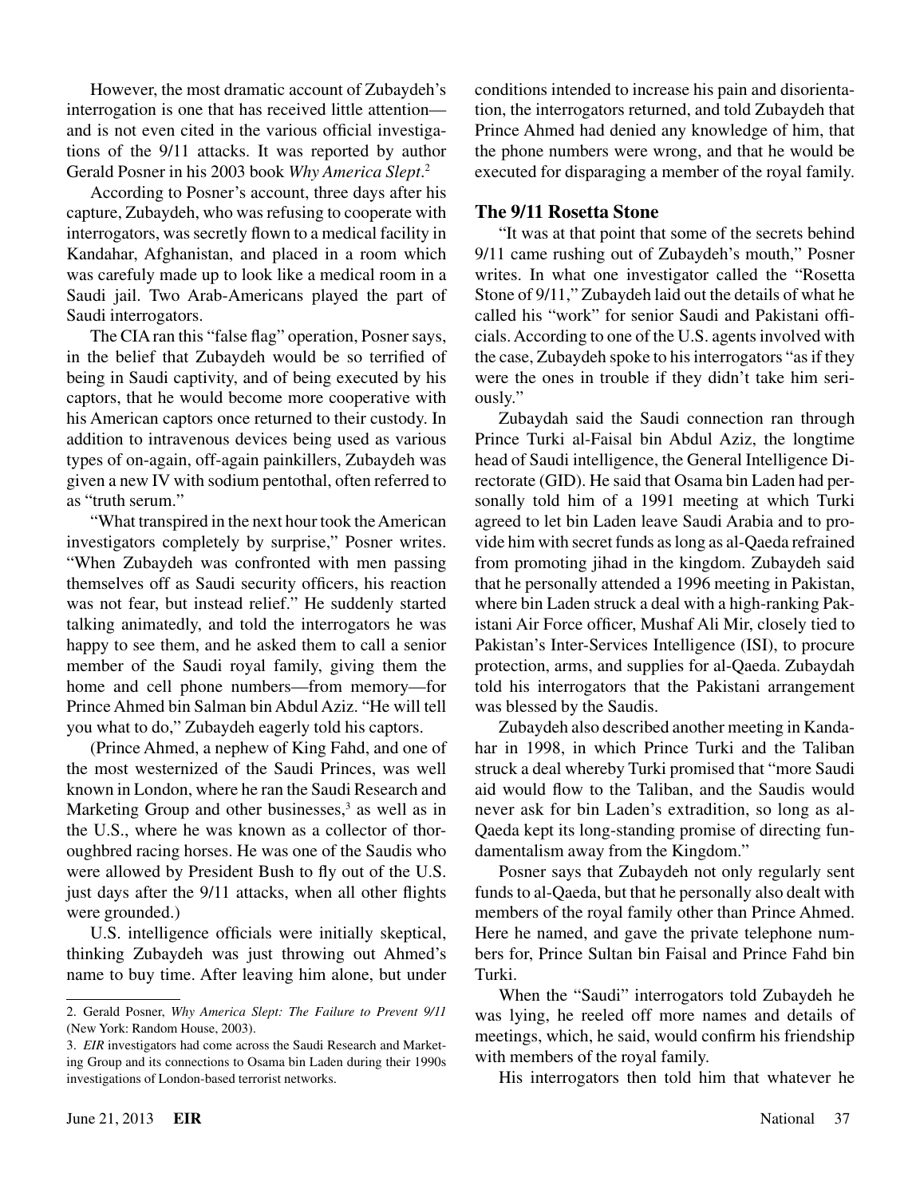However, the most dramatic account of Zubaydeh's interrogation is one that has received little attention—and is not even cited in the various official investigations of the 9/11 attacks. It was reported by author Gerald Posner in his 2003 book *Why America Slept*.[2]

According to Posner's account, three days after his capture, Zubaydeh, who was refusing to cooperate with interrogators, was secretly flown to a medical facility in Kandahar, Afghanistan, and placed in a room which was carefully made up to look like a medical room in a Saudi jail. Two Arab-Americans played the part of Saudi interrogators.

The CIA ran this "false flag" operation, Posner says, in the belief that Zubaydeh would be so terrified of being in Saudi captivity, and of being executed by his captors, that he would become more cooperative with his American captors once returned to their custody. In addition to intravenous devices being used as various types of on-again, off-again painkillers, Zubaydeh was given a new IV with sodium pentothal, often referred to as "truth serum."

"What transpired in the next hour took the American investigators completely by surprise," Posner writes. "When Zubaydeh was confronted with men passing themselves off as Saudi security officers, his reaction was not fear, but instead relief." He suddenly started talking animatedly, and told the interrogators he was happy to see them, and he asked them to call a senior member of the Saudi royal family, giving them the home and cell phone numbers—from memory—for Prince Ahmed bin Salman bin Abdul Aziz. "He will tell you what to do," Zubaydeh eagerly told his captors.

(Prince Ahmed, a nephew of King Fahd, and one of the most westernized of the Saudi Princes, was well known in London, where he ran the Saudi Research and Marketing Group and other businesses,[3] as well as in the U.S., where he was known as a collector of thoroughbred racing horses. He was one of the Saudis who were allowed by President Bush to fly out of the U.S. just days after the 9/11 attacks, when all other flights were grounded.)

U.S. intelligence officials were initially skeptical, thinking Zubaydeh was just throwing out Ahmed's name to buy time. After leaving him alone, but under conditions intended to increase his pain and disorientation, the interrogators returned, and told Zubaydeh that Prince Ahmed had denied any knowledge of him, that the phone numbers were wrong, and that he would be executed for disparaging a member of the royal family.

## The 9/11 Rosetta Stone

"It was at that point that some of the secrets behind 9/11 came rushing out of Zubaydeh's mouth," Posner writes. In what one investigator called the "Rosetta Stone of 9/11," Zubaydeh laid out the details of what he called his "work" for senior Saudi and Pakistani officials. According to one of the U.S. agents involved with the case, Zubaydeh spoke to his interrogators "as if they were the ones in trouble if they didn't take him seriously."

Zubaydah said the Saudi connection ran through Prince Turki al-Faisal bin Abdul Aziz, the longtime head of Saudi intelligence, the General Intelligence Directorate (GID). He said that Osama bin Laden had personally told him of a 1991 meeting at which Turki agreed to let bin Laden leave Saudi Arabia and to provide him with secret funds as long as al-Qaeda refrained from promoting jihad in the kingdom. Zubaydeh said that he personally attended a 1996 meeting in Pakistan, where bin Laden struck a deal with a high-ranking Pakistani Air Force officer, Mushaf Ali Mir, closely tied to Pakistan's Inter-Services Intelligence (ISI), to procure protection, arms, and supplies for al-Qaeda. Zubaydah told his interrogators that the Pakistani arrangement was blessed by the Saudis.

Zubaydeh also described another meeting in Kandahar in 1998, in which Prince Turki and the Taliban struck a deal whereby Turki promised that "more Saudi aid would flow to the Taliban, and the Saudis would never ask for bin Laden's extradition, so long as al-Qaeda kept its long-standing promise of directing fundamentalism away from the Kingdom."

Posner says that Zubaydeh not only regularly sent funds to al-Qaeda, but that he personally also dealt with members of the royal family other than Prince Ahmed. Here he named, and gave the private telephone numbers for, Prince Sultan bin Faisal and Prince Fahd bin Turki.

When the "Saudi" interrogators told Zubaydeh he was lying, he reeled off more names and details of meetings, which, he said, would confirm his friendship with members of the royal family.

His interrogators then told him that whatever he

---

2. Gerald Posner, *Why America Slept: The Failure to Prevent 9/11* (New York: Random House, 2003).

3. *EIR* investigators had come across the Saudi Research and Marketing Group and its connections to Osama bin Laden during their 1990s investigations of London-based terrorist networks.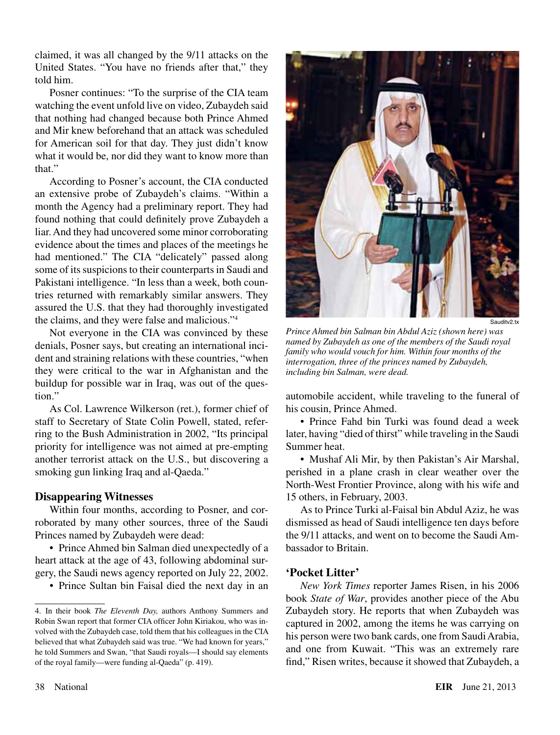claimed, it was all changed by the 9/11 attacks on the United States. "You have no friends after that," they told him.

Posner continues: "To the surprise of the CIA team watching the event unfold live on video, Zubaydeh said that nothing had changed because both Prince Ahmed and Mir knew beforehand that an attack was scheduled for American soil for that day. They just didn't know what it would be, nor did they want to know more than that."

According to Posner's account, the CIA conducted an extensive probe of Zubaydeh's claims. "Within a month the Agency had a preliminary report. They had found nothing that could definitely prove Zubaydeh a liar. And they had uncovered some minor corroborating evidence about the times and places of the meetings he had mentioned." The CIA "delicately" passed along some of its suspicions to their counterparts in Saudi and Pakistani intelligence. "In less than a week, both countries returned with remarkably similar answers. They assured the U.S. that they had thoroughly investigated the claims, and they were false and malicious."[4]

Not everyone in the CIA was convinced by these denials, Posner says, but creating an international incident and straining relations with these countries, "when they were critical to the war in Afghanistan and the buildup for possible war in Iraq, was out of the question."

As Col. Lawrence Wilkerson (ret.), former chief of staff to Secretary of State Colin Powell, stated, referring to the Bush Administration in 2002, "Its principal priority for intelligence was not aimed at pre-empting another terrorist attack on the U.S., but discovering a smoking gun linking Iraq and al-Qaeda."

### Disappearing Witnesses

Within four months, according to Posner, and corroborated by many other sources, three of the Saudi Princes named by Zubaydeh were dead:

- Prince Ahmed bin Salman died unexpectedly of a heart attack at the age of 43, following abdominal surgery, the Saudi news agency reported on July 22, 2002.
- Prince Sultan bin Faisal died the next day in an automobile accident, while traveling to the funeral of his cousin, Prince Ahmed.
- Prince Fahd bin Turki was found dead a week later, having "died of thirst" while traveling in the Saudi Summer heat.
- Mushaf Ali Mir, by then Pakistan's Air Marshal, perished in a plane crash in clear weather over the North-West Frontier Province, along with his wife and 15 others, in February, 2003.

Saudtv2.tx

*Prince Ahmed bin Salman bin Abdul Aziz (shown here) was named by Zubaydeh as one of the members of the Saudi royal family who would vouch for him. Within four months of the interrogation, three of the princes named by Zubaydeh, including bin Salman, were dead.*

As to Prince Turki al-Faisal bin Abdul Aziz, he was dismissed as head of Saudi intelligence ten days before the 9/11 attacks, and went on to become the Saudi Ambassador to Britain.

### 'Pocket Litter'

*New York Times* reporter James Risen, in his 2006 book *State of War*, provides another piece of the Abu Zubaydeh story. He reports that when Zubaydeh was captured in 2002, among the items he was carrying on his person were two bank cards, one from Saudi Arabia, and one from Kuwait. "This was an extremely rare find," Risen writes, because it showed that Zubaydeh, a

---

4. In their book *The Eleventh Day,* authors Anthony Summers and Robin Swan report that former CIA officer John Kiriakou, who was involved with the Zubaydeh case, told them that his colleagues in the CIA believed that what Zubaydeh said was true. "We had known for years," he told Summers and Swan, "that Saudi royals—I should say elements of the royal family—were funding al-Qaeda" (p. 419).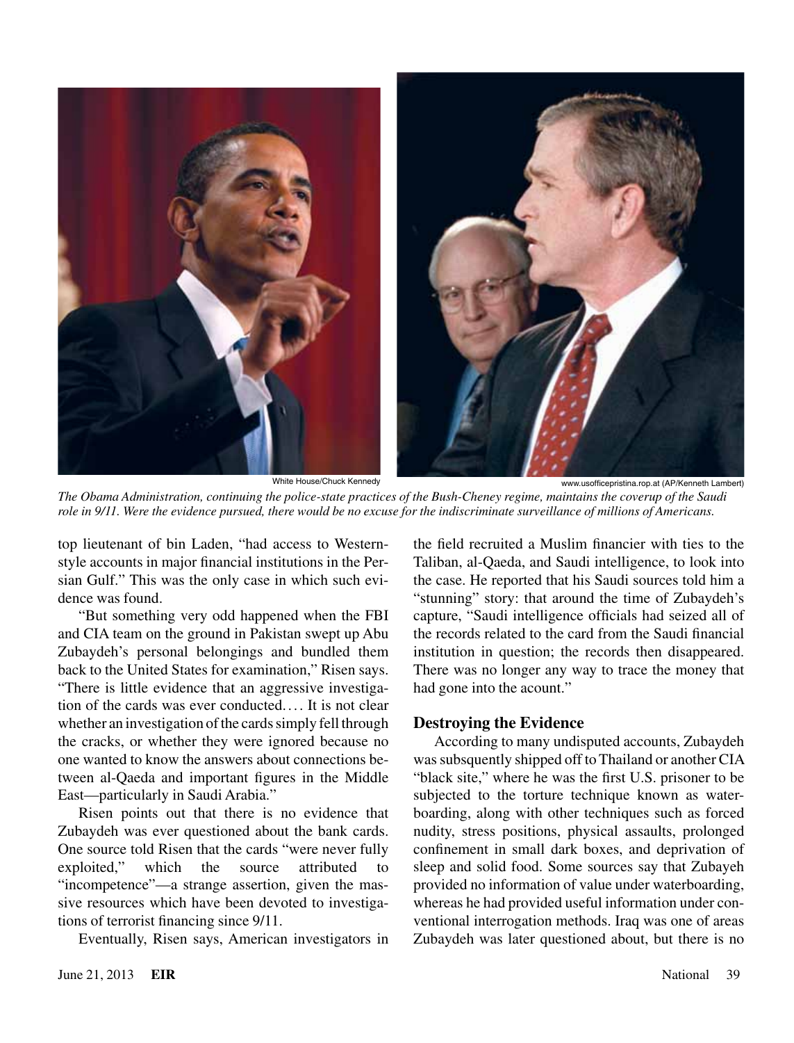White House/Chuck Kennedy

www.usofficepristina.rop.at (AP/Kenneth Lambert)

*The Obama Administration, continuing the police-state practices of the Bush-Cheney regime, maintains the coverup of the Saudi role in 9/11. Were the evidence pursued, there would be no excuse for the indiscriminate surveillance of millions of Americans.*

top lieutenant of bin Laden, "had access to Western-style accounts in major financial institutions in the Persian Gulf." This was the only case in which such evidence was found.

"But something very odd happened when the FBI and CIA team on the ground in Pakistan swept up Abu Zubaydeh's personal belongings and bundled them back to the United States for examination," Risen says. "There is little evidence that an aggressive investigation of the cards was ever conducted. . . . It is not clear whether an investigation of the cards simply fell through the cracks, or whether they were ignored because no one wanted to know the answers about connections between al-Qaeda and important figures in the Middle East—particularly in Saudi Arabia."

Risen points out that there is no evidence that Zubaydeh was ever questioned about the bank cards. One source told Risen that the cards "were never fully exploited," which the source attributed to "incompetence"—a strange assertion, given the massive resources which have been devoted to investigations of terrorist financing since 9/11.

Eventually, Risen says, American investigators in the field recruited a Muslim financier with ties to the Taliban, al-Qaeda, and Saudi intelligence, to look into the case. He reported that his Saudi sources told him a "stunning" story: that around the time of Zubaydeh's capture, "Saudi intelligence officials had seized all of the records related to the card from the Saudi financial institution in question; the records then disappeared. There was no longer any way to trace the money that had gone into the acount."

## Destroying the Evidence

According to many undisputed accounts, Zubaydeh was subsquently shipped off to Thailand or another CIA "black site," where he was the first U.S. prisoner to be subjected to the torture technique known as waterboarding, along with other techniques such as forced nudity, stress positions, physical assaults, prolonged confinement in small dark boxes, and deprivation of sleep and solid food. Some sources say that Zubayeh provided no information of value under waterboarding, whereas he had provided useful information under conventional interrogation methods. Iraq was one of areas Zubaydeh was later questioned about, but there is no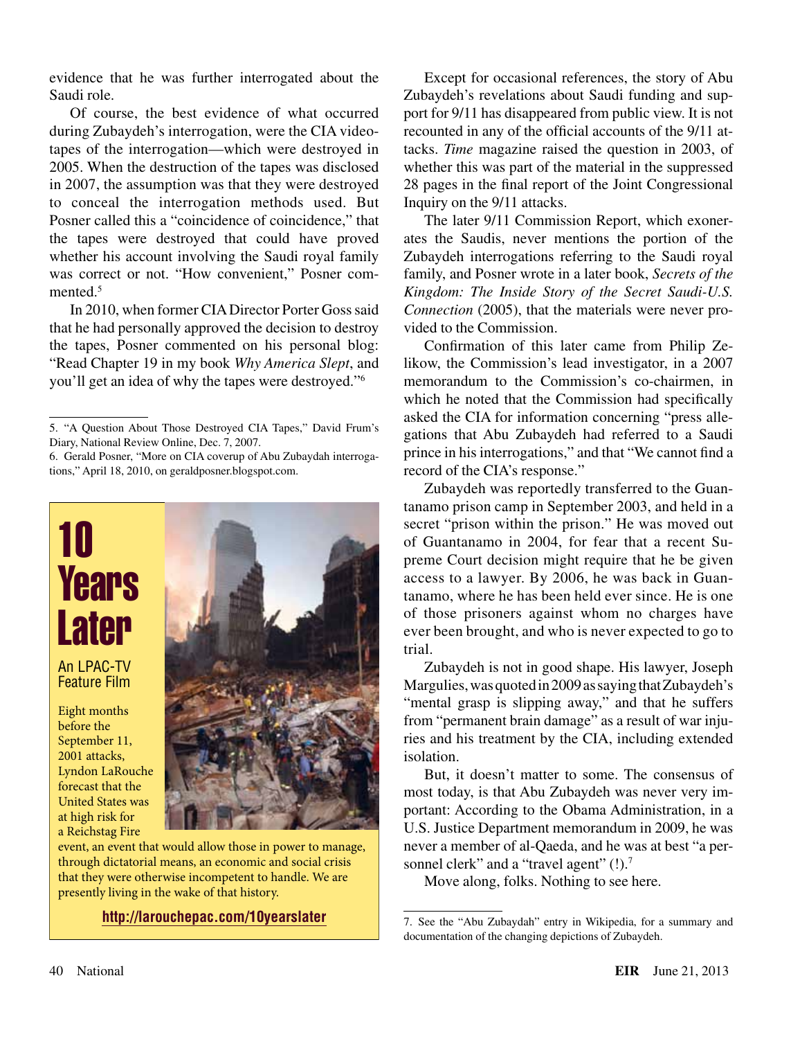evidence that he was further interrogated about the Saudi role.

Of course, the best evidence of what occurred during Zubaydeh's interrogation, were the CIA videotapes of the interrogation—which were destroyed in 2005. When the destruction of the tapes was disclosed in 2007, the assumption was that they were destroyed to conceal the interrogation methods used. But Posner called this a "coincidence of coincidence," that the tapes were destroyed that could have proved whether his account involving the Saudi royal family was correct or not. "How convenient," Posner commented.[5]

In 2010, when former CIA Director Porter Goss said that he had personally approved the decision to destroy the tapes, Posner commented on his personal blog: "Read Chapter 19 in my book *Why America Slept*, and you'll get an idea of why the tapes were destroyed."[6]

5. "A Question About Those Destroyed CIA Tapes," David Frum's Diary, National Review Online, Dec. 7, 2007.

6. Gerald Posner, "More on CIA coverup of Abu Zubaydah interrogations," April 18, 2010, on geraldposner.blogspot.com.

**10 Years Later**

An LPAC-TV Feature Film

Eight months before the September 11, 2001 attacks, Lyndon LaRouche forecast that the United States was at high risk for a Reichstag Fire event, an event that would allow those in power to manage, through dictatorial means, an economic and social crisis that they were otherwise incompetent to handle. We are presently living in the wake of that history.

**http://larouchepac.com/10yearslater**

Except for occasional references, the story of Abu Zubaydeh's revelations about Saudi funding and support for 9/11 has disappeared from public view. It is not recounted in any of the official accounts of the 9/11 attacks. *Time* magazine raised the question in 2003, of whether this was part of the material in the suppressed 28 pages in the final report of the Joint Congressional Inquiry on the 9/11 attacks.

The later 9/11 Commission Report, which exonerates the Saudis, never mentions the portion of the Zubaydeh interrogations referring to the Saudi royal family, and Posner wrote in a later book, *Secrets of the Kingdom: The Inside Story of the Secret Saudi-U.S. Connection* (2005), that the materials were never provided to the Commission.

Confirmation of this later came from Philip Zelikow, the Commission's lead investigator, in a 2007 memorandum to the Commission's co-chairmen, in which he noted that the Commission had specifically asked the CIA for information concerning "press allegations that Abu Zubaydeh had referred to a Saudi prince in his interrogations," and that "We cannot find a record of the CIA's response."

Zubaydeh was reportedly transferred to the Guantanamo prison camp in September 2003, and held in a secret "prison within the prison." He was moved out of Guantanamo in 2004, for fear that a recent Supreme Court decision might require that he be given access to a lawyer. By 2006, he was back in Guantanamo, where he has been held ever since. He is one of those prisoners against whom no charges have ever been brought, and who is never expected to go to trial.

Zubaydeh is not in good shape. His lawyer, Joseph Margulies, was quoted in 2009 as saying that Zubaydeh's "mental grasp is slipping away," and that he suffers from "permanent brain damage" as a result of war injuries and his treatment by the CIA, including extended isolation.

But, it doesn't matter to some. The consensus of most today, is that Abu Zubaydeh was never very important: According to the Obama Administration, in a U.S. Justice Department memorandum in 2009, he was never a member of al-Qaeda, and he was at best "a personnel clerk" and a "travel agent" (!).[7]

Move along, folks. Nothing to see here.

7. See the "Abu Zubaydah" entry in Wikipedia, for a summary and documentation of the changing depictions of Zubaydeh.